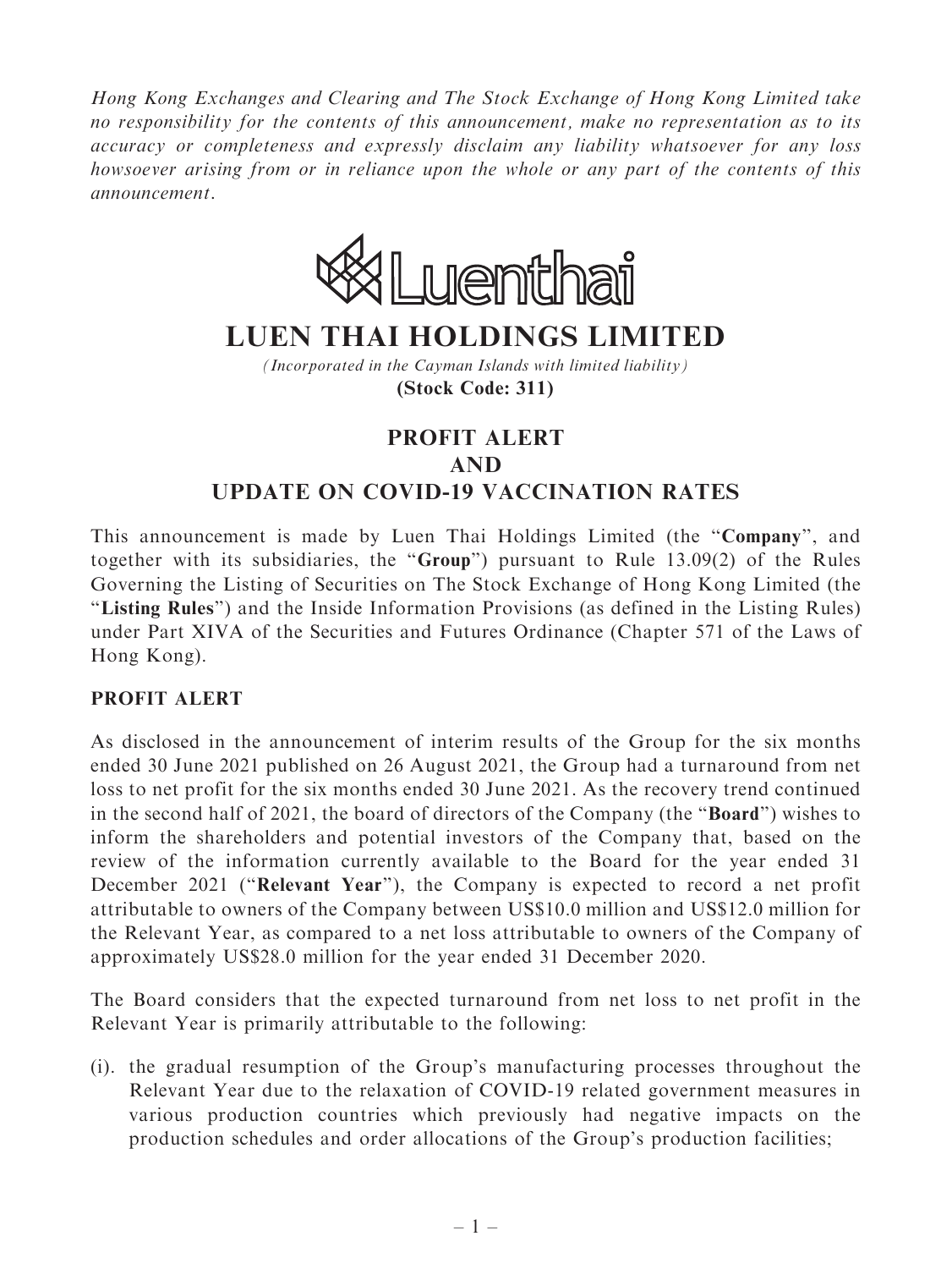*Hong Kong Exchanges and Clearing and The Stock Exchange of Hong Kong Limited take no responsibility for the contents of this announcement, make no representation as to its accuracy or completeness and expressly disclaim any liability whatsoever for any loss howsoever arising from or in reliance upon the whole or any part of the contents of this announcement.*

Luenthai

# LUEN THAI HOLDINGS LIMITED

*(Incorporated in the Cayman Islands with limited liability)*

**(Stock Code: 311)**

## PROFIT ALERT AND UPDATE ON COVID-19 VACCINATION RATES

This announcement is made by Luen Thai Holdings Limited (the "**Company**", and together with its subsidiaries, the "**Group**") pursuant to Rule 13.09(2) of the Rules Governing the Listing of Securities on The Stock Exchange of Hong Kong Limited (the "**Listing Rules**") and the Inside Information Provisions (as defined in the Listing Rules) under Part XIVA of the Securities and Futures Ordinance (Chapter 571 of the Laws of Hong Kong).

### PROFIT ALERT

As disclosed in the announcement of interim results of the Group for the six months ended 30 June 2021 published on 26 August 2021, the Group had a turnaround from net loss to net profit for the six months ended 30 June 2021. As the recovery trend continued in the second half of 2021, the board of directors of the Company (the "**Board**") wishes to inform the shareholders and potential investors of the Company that, based on the review of the information currently available to the Board for the year ended 31 December 2021 ("**Relevant Year**"), the Company is expected to record a net profit attributable to owners of the Company between US$10.0 million and US$12.0 million for the Relevant Year, as compared to a net loss attributable to owners of the Company of approximately US$28.0 million for the year ended 31 December 2020.

The Board considers that the expected turnaround from net loss to net profit in the Relevant Year is primarily attributable to the following:

(i). the gradual resumption of the Group's manufacturing processes throughout the Relevant Year due to the relaxation of COVID-19 related government measures in various production countries which previously had negative impacts on the production schedules and order allocations of the Group's production facilities;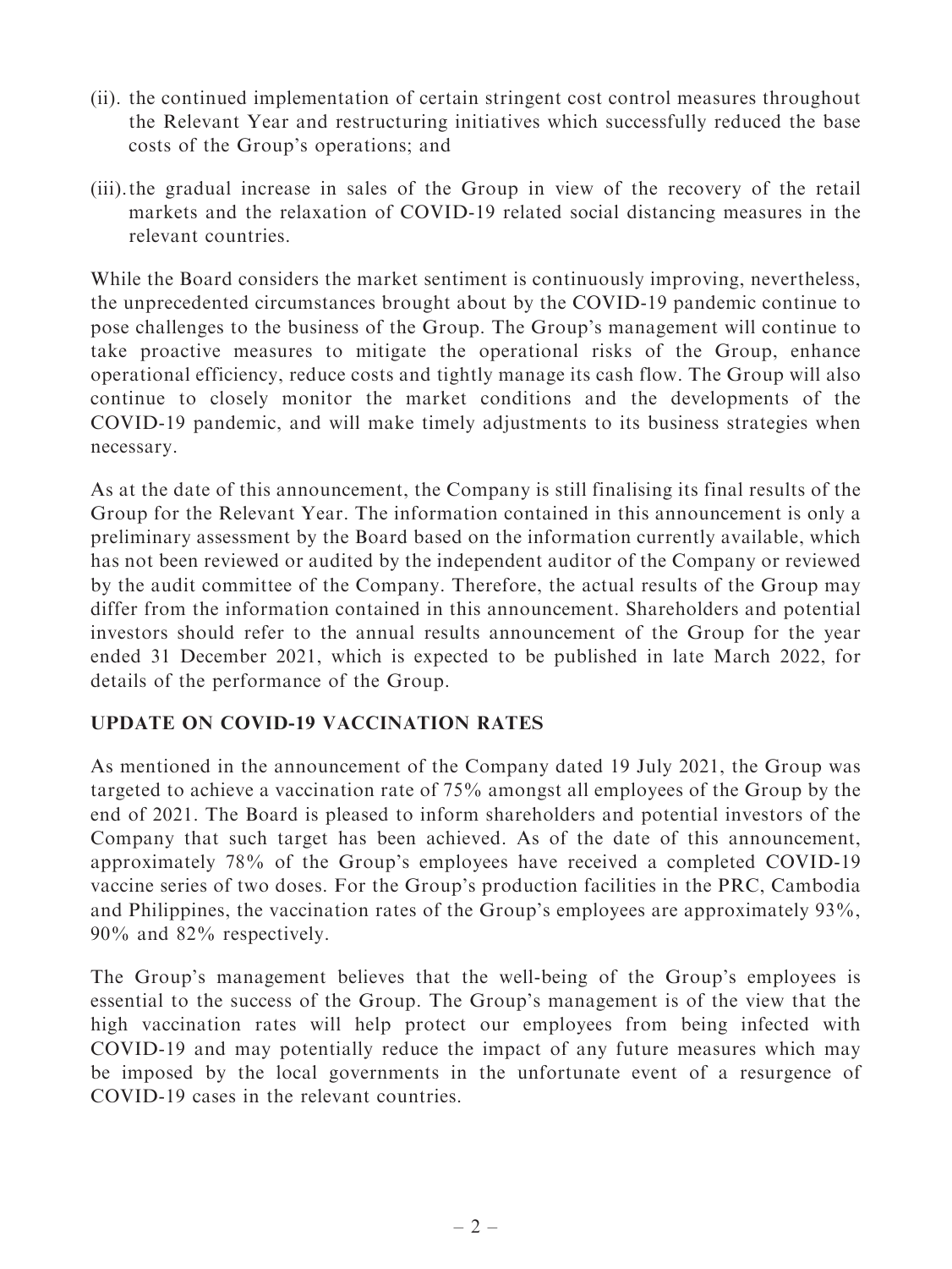(ii). the continued implementation of certain stringent cost control measures throughout the Relevant Year and restructuring initiatives which successfully reduced the base costs of the Group's operations; and

(iii). the gradual increase in sales of the Group in view of the recovery of the retail markets and the relaxation of COVID-19 related social distancing measures in the relevant countries.

While the Board considers the market sentiment is continuously improving, nevertheless, the unprecedented circumstances brought about by the COVID-19 pandemic continue to pose challenges to the business of the Group. The Group's management will continue to take proactive measures to mitigate the operational risks of the Group, enhance operational efficiency, reduce costs and tightly manage its cash flow. The Group will also continue to closely monitor the market conditions and the developments of the COVID-19 pandemic, and will make timely adjustments to its business strategies when necessary.

As at the date of this announcement, the Company is still finalising its final results of the Group for the Relevant Year. The information contained in this announcement is only a preliminary assessment by the Board based on the information currently available, which has not been reviewed or audited by the independent auditor of the Company or reviewed by the audit committee of the Company. Therefore, the actual results of the Group may differ from the information contained in this announcement. Shareholders and potential investors should refer to the annual results announcement of the Group for the year ended 31 December 2021, which is expected to be published in late March 2022, for details of the performance of the Group.

## UPDATE ON COVID-19 VACCINATION RATES

As mentioned in the announcement of the Company dated 19 July 2021, the Group was targeted to achieve a vaccination rate of 75% amongst all employees of the Group by the end of 2021. The Board is pleased to inform shareholders and potential investors of the Company that such target has been achieved. As of the date of this announcement, approximately 78% of the Group's employees have received a completed COVID-19 vaccine series of two doses. For the Group's production facilities in the PRC, Cambodia and Philippines, the vaccination rates of the Group's employees are approximately 93%, 90% and 82% respectively.

The Group's management believes that the well-being of the Group's employees is essential to the success of the Group. The Group's management is of the view that the high vaccination rates will help protect our employees from being infected with COVID-19 and may potentially reduce the impact of any future measures which may be imposed by the local governments in the unfortunate event of a resurgence of COVID-19 cases in the relevant countries.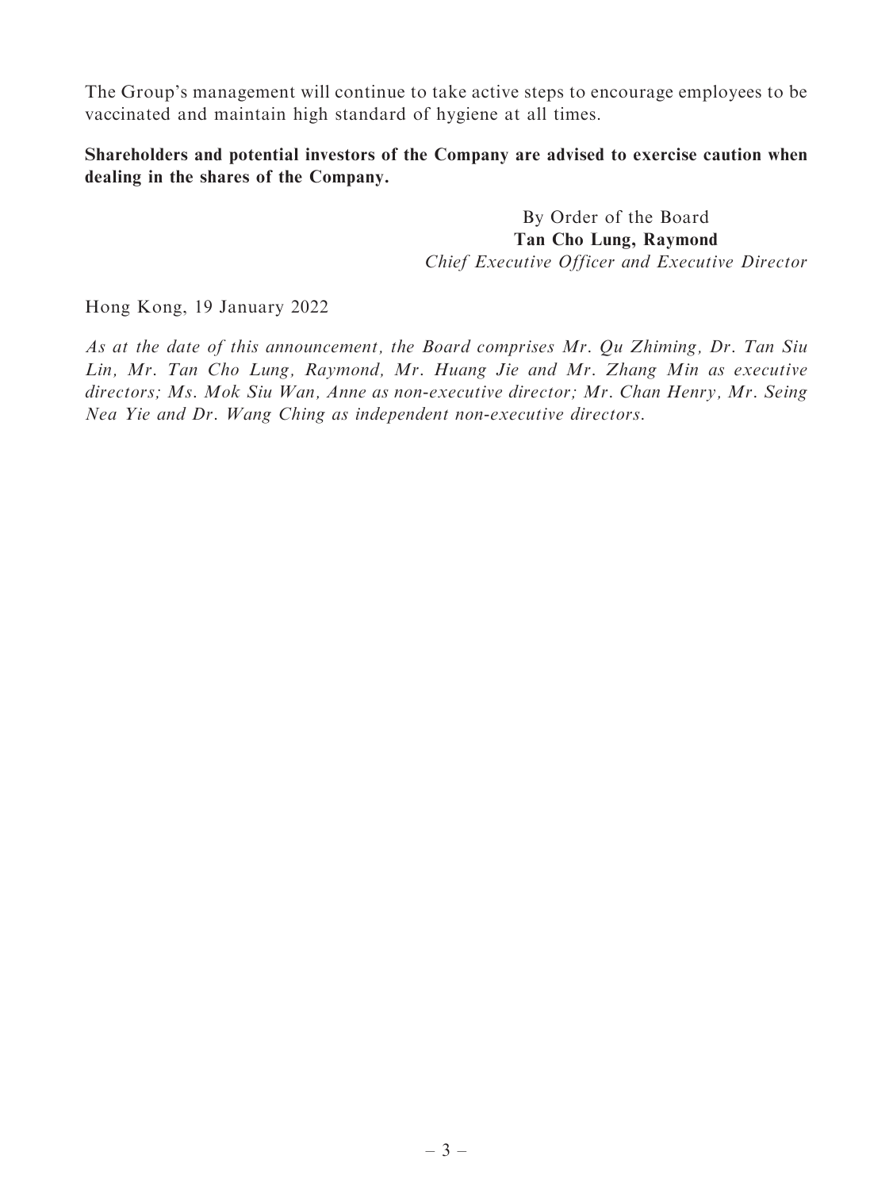The Group's management will continue to take active steps to encourage employees to be vaccinated and maintain high standard of hygiene at all times.

**Shareholders and potential investors of the Company are advised to exercise caution when dealing in the shares of the Company.**

By Order of the Board
**Tan Cho Lung, Raymond**
*Chief Executive Officer and Executive Director*

Hong Kong, 19 January 2022

*As at the date of this announcement, the Board comprises Mr. Qu Zhiming, Dr. Tan Siu Lin, Mr. Tan Cho Lung, Raymond, Mr. Huang Jie and Mr. Zhang Min as executive directors; Ms. Mok Siu Wan, Anne as non-executive director; Mr. Chan Henry, Mr. Seing Nea Yie and Dr. Wang Ching as independent non-executive directors.*